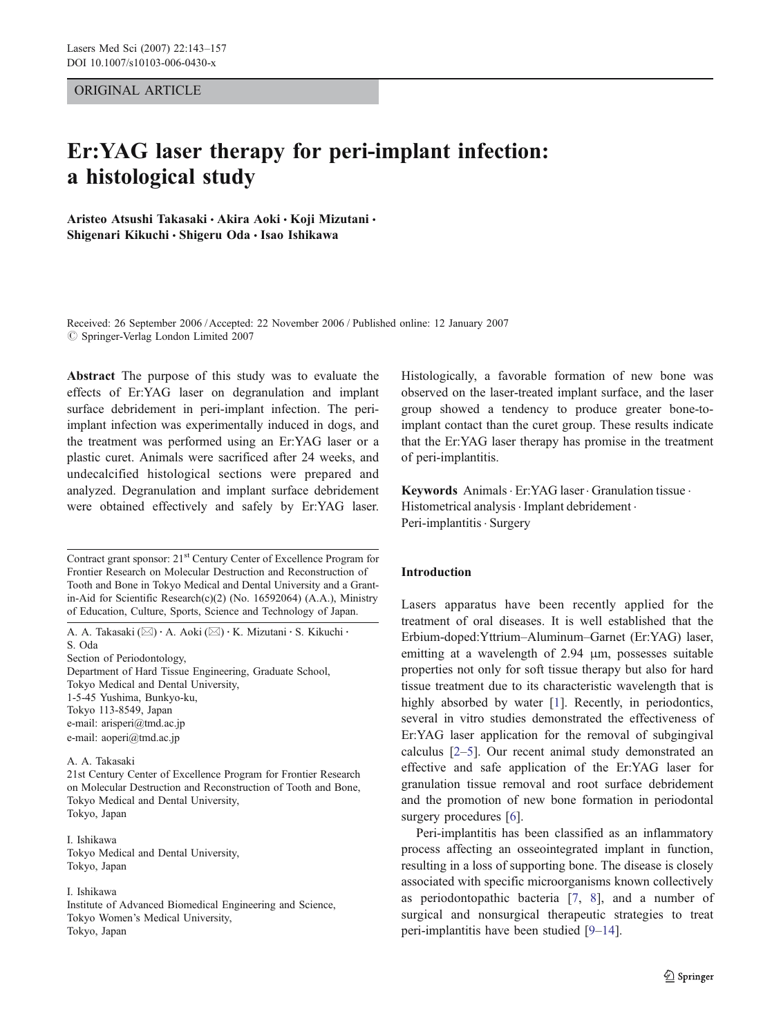ORIGINAL ARTICLE

# Er:YAG laser therapy for peri-implant infection: a histological study

**Aristeo Atsushi Takasaki · Akira Aoki · Koji Mizutani · Shigenari Kikuchi · Shigeru Oda · Isao Ishikawa**

Received: 26 September 2006 / Accepted: 22 November 2006 / Published online: 12 January 2007
© Springer-Verlag London Limited 2007

**Abstract** The purpose of this study was to evaluate the effects of Er:YAG laser on degranulation and implant surface debridement in peri-implant infection. The peri-implant infection was experimentally induced in dogs, and the treatment was performed using an Er:YAG laser or a plastic curet. Animals were sacrificed after 24 weeks, and undecalcified histological sections were prepared and analyzed. Degranulation and implant surface debridement were obtained effectively and safely by Er:YAG laser. Histologically, a favorable formation of new bone was observed on the laser-treated implant surface, and the laser group showed a tendency to produce greater bone-to-implant contact than the curet group. These results indicate that the Er:YAG laser therapy has promise in the treatment of peri-implantitis.

**Keywords** Animals · Er:YAG laser · Granulation tissue · Histometrical analysis · Implant debridement · Peri-implantitis · Surgery

Contract grant sponsor: 21st Century Center of Excellence Program for Frontier Research on Molecular Destruction and Reconstruction of Tooth and Bone in Tokyo Medical and Dental University and a Grant-in-Aid for Scientific Research(c)(2) (No. 16592064) (A.A.), Ministry of Education, Culture, Sports, Science and Technology of Japan.

A. A. Takasaki (✉) · A. Aoki (✉) · K. Mizutani · S. Kikuchi · S. Oda
Section of Periodontology,
Department of Hard Tissue Engineering, Graduate School,
Tokyo Medical and Dental University,
1-5-45 Yushima, Bunkyo-ku,
Tokyo 113-8549, Japan
e-mail: arisperi@tmd.ac.jp
e-mail: aoperi@tmd.ac.jp

A. A. Takasaki
21st Century Center of Excellence Program for Frontier Research on Molecular Destruction and Reconstruction of Tooth and Bone,
Tokyo Medical and Dental University,
Tokyo, Japan

I. Ishikawa
Tokyo Medical and Dental University,
Tokyo, Japan

I. Ishikawa
Institute of Advanced Biomedical Engineering and Science,
Tokyo Women's Medical University,
Tokyo, Japan

## Introduction

Lasers apparatus have been recently applied for the treatment of oral diseases. It is well established that the Erbium-doped:Yttrium–Aluminum–Garnet (Er:YAG) laser, emitting at a wavelength of 2.94 μm, possesses suitable properties not only for soft tissue therapy but also for hard tissue treatment due to its characteristic wavelength that is highly absorbed by water [1]. Recently, in periodontics, several in vitro studies demonstrated the effectiveness of Er:YAG laser application for the removal of subgingival calculus [2–5]. Our recent animal study demonstrated an effective and safe application of the Er:YAG laser for granulation tissue removal and root surface debridement and the promotion of new bone formation in periodontal surgery procedures [6].

Peri-implantitis has been classified as an inflammatory process affecting an osseointegrated implant in function, resulting in a loss of supporting bone. The disease is closely associated with specific microorganisms known collectively as periodontopathic bacteria [7, 8], and a number of surgical and nonsurgical therapeutic strategies to treat peri-implantitis have been studied [9–14].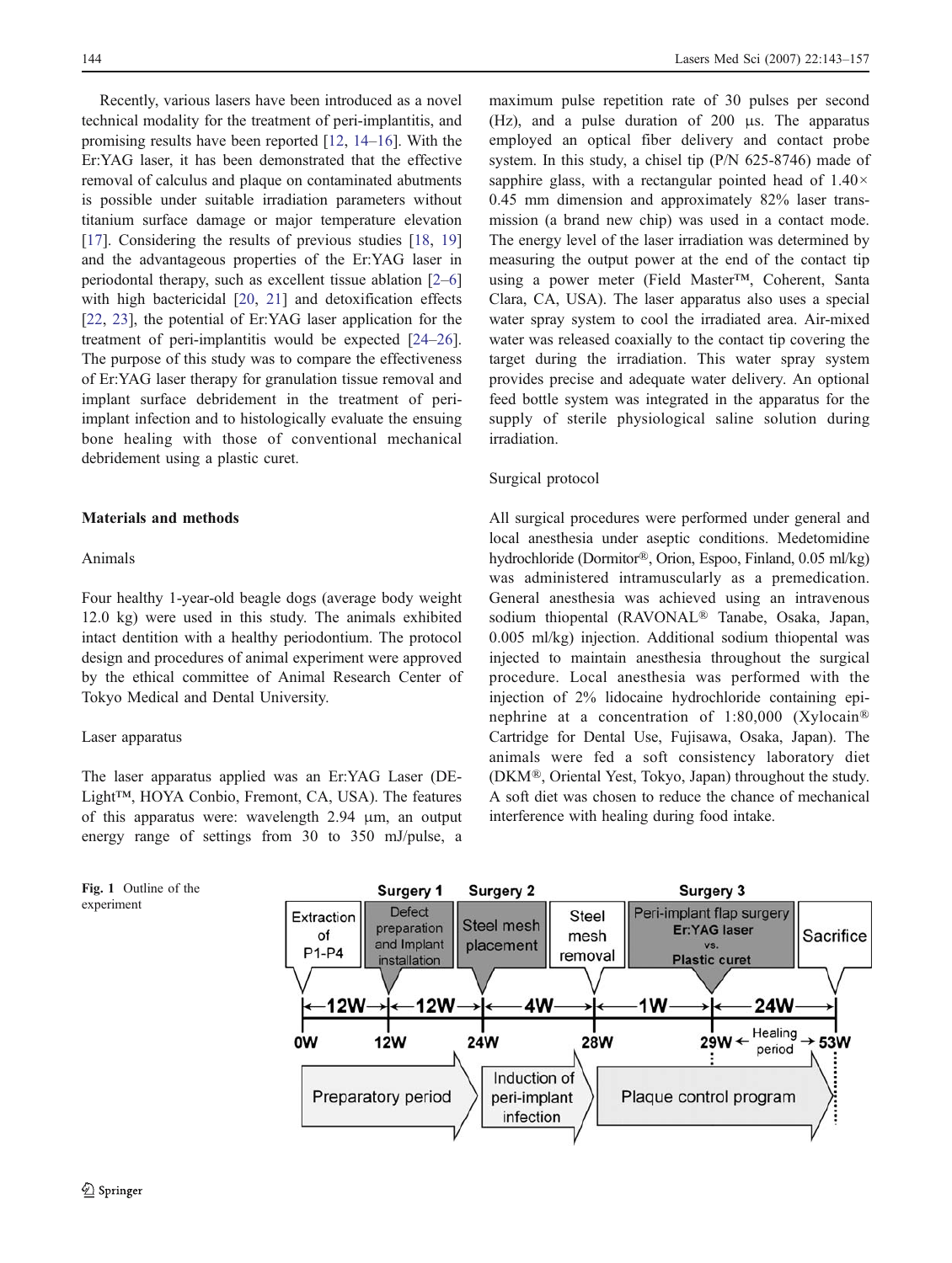Recently, various lasers have been introduced as a novel technical modality for the treatment of peri-implantitis, and promising results have been reported [12, 14–16]. With the Er:YAG laser, it has been demonstrated that the effective removal of calculus and plaque on contaminated abutments is possible under suitable irradiation parameters without titanium surface damage or major temperature elevation [17]. Considering the results of previous studies [18, 19] and the advantageous properties of the Er:YAG laser in periodontal therapy, such as excellent tissue ablation [2–6] with high bactericidal [20, 21] and detoxification effects [22, 23], the potential of Er:YAG laser application for the treatment of peri-implantitis would be expected [24–26]. The purpose of this study was to compare the effectiveness of Er:YAG laser therapy for granulation tissue removal and implant surface debridement in the treatment of peri-implant infection and to histologically evaluate the ensuing bone healing with those of conventional mechanical debridement using a plastic curet.

## Materials and methods

### Animals

Four healthy 1-year-old beagle dogs (average body weight 12.0 kg) were used in this study. The animals exhibited intact dentition with a healthy periodontium. The protocol design and procedures of animal experiment were approved by the ethical committee of Animal Research Center of Tokyo Medical and Dental University.

### Laser apparatus

The laser apparatus applied was an Er:YAG Laser (DE-Light™, HOYA Conbio, Fremont, CA, USA). The features of this apparatus were: wavelength 2.94 μm, an output energy range of settings from 30 to 350 mJ/pulse, a maximum pulse repetition rate of 30 pulses per second (Hz), and a pulse duration of 200 μs. The apparatus employed an optical fiber delivery and contact probe system. In this study, a chisel tip (P/N 625-8746) made of sapphire glass, with a rectangular pointed head of 1.40× 0.45 mm dimension and approximately 82% laser transmission (a brand new chip) was used in a contact mode. The energy level of the laser irradiation was determined by measuring the output power at the end of the contact tip using a power meter (Field Master™, Coherent, Santa Clara, CA, USA). The laser apparatus also uses a special water spray system to cool the irradiated area. Air-mixed water was released coaxially to the contact tip covering the target during the irradiation. This water spray system provides precise and adequate water delivery. An optional feed bottle system was integrated in the apparatus for the supply of sterile physiological saline solution during irradiation.

### Surgical protocol

All surgical procedures were performed under general and local anesthesia under aseptic conditions. Medetomidine hydrochloride (Dormitor®, Orion, Espoo, Finland, 0.05 ml/kg) was administered intramuscularly as a premedication. General anesthesia was achieved using an intravenous sodium thiopental (RAVONAL® Tanabe, Osaka, Japan, 0.005 ml/kg) injection. Additional sodium thiopental was injected to maintain anesthesia throughout the surgical procedure. Local anesthesia was performed with the injection of 2% lidocaine hydrochloride containing epinephrine at a concentration of 1:80,000 (Xylocain® Cartridge for Dental Use, Fujisawa, Osaka, Japan). The animals were fed a soft consistency laboratory diet (DKM®, Oriental Yest, Tokyo, Japan) throughout the study. A soft diet was chosen to reduce the chance of mechanical interference with healing during food intake.

**Fig. 1** Outline of the experiment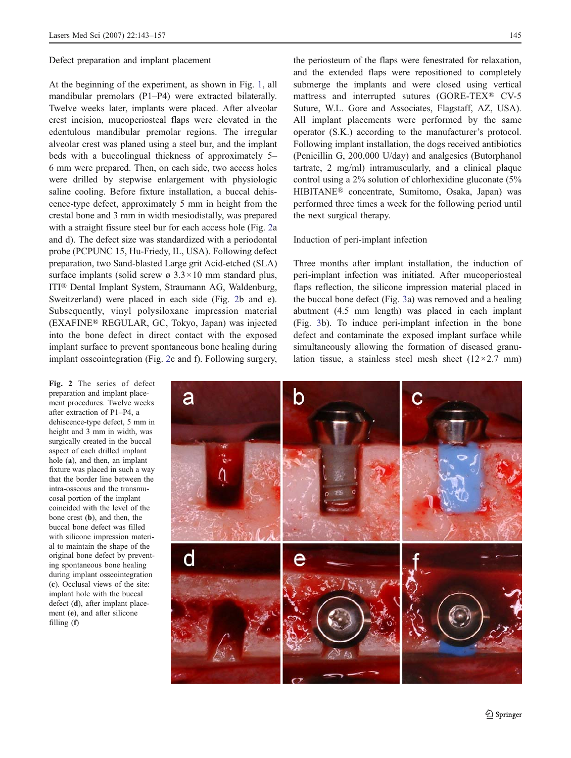### Defect preparation and implant placement

At the beginning of the experiment, as shown in Fig. 1, all mandibular premolars (P1–P4) were extracted bilaterally. Twelve weeks later, implants were placed. After alveolar crest incision, mucoperiosteal flaps were elevated in the edentulous mandibular premolar regions. The irregular alveolar crest was planed using a steel bur, and the implant beds with a buccolingual thickness of approximately 5–6 mm were prepared. Then, on each side, two access holes were drilled by stepwise enlargement with physiologic saline cooling. Before fixture installation, a buccal dehiscence-type defect, approximately 5 mm in height from the crestal bone and 3 mm in width mesiodistally, was prepared with a straight fissure steel bur for each access hole (Fig. 2a and d). The defect size was standardized with a periodontal probe (PCPUNC 15, Hu-Friedy, IL, USA). Following defect preparation, two Sand-blasted Large grit Acid-etched (SLA) surface implants (solid screw ø 3.3×10 mm standard plus, ITI® Dental Implant System, Straumann AG, Waldenburg, Sweitzerland) were placed in each side (Fig. 2b and e). Subsequently, vinyl polysiloxane impression material (EXAFINE® REGULAR, GC, Tokyo, Japan) was injected into the bone defect in direct contact with the exposed implant surface to prevent spontaneous bone healing during implant osseointegration (Fig. 2c and f). Following surgery, the periosteum of the flaps were fenestrated for relaxation, and the extended flaps were repositioned to completely submerge the implants and were closed using vertical mattress and interrupted sutures (GORE-TEX® CV-5 Suture, W.L. Gore and Associates, Flagstaff, AZ, USA). All implant placements were performed by the same operator (S.K.) according to the manufacturer's protocol. Following implant installation, the dogs received antibiotics (Penicillin G, 200,000 U/day) and analgesics (Butorphanol tartrate, 2 mg/ml) intramuscularly, and a clinical plaque control using a 2% solution of chlorhexidine gluconate (5% HIBITANE® concentrate, Sumitomo, Osaka, Japan) was performed three times a week for the following period until the next surgical therapy.

### Induction of peri-implant infection

Three months after implant installation, the induction of peri-implant infection was initiated. After mucoperiosteal flaps reflection, the silicone impression material placed in the buccal bone defect (Fig. 3a) was removed and a healing abutment (4.5 mm length) was placed in each implant (Fig. 3b). To induce peri-implant infection in the bone defect and contaminate the exposed implant surface while simultaneously allowing the formation of diseased granulation tissue, a stainless steel mesh sheet (12×2.7 mm)

**Fig. 2** The series of defect preparation and implant placement procedures. Twelve weeks after extraction of P1–P4, a dehiscence-type defect, 5 mm in height and 3 mm in width, was surgically created in the buccal aspect of each drilled implant hole (**a**), and then, an implant fixture was placed in such a way that the border line between the intra-osseous and the transmucosal portion of the implant coincided with the level of the bone crest (**b**), and then, the buccal bone defect was filled with silicone impression material to maintain the shape of the original bone defect by preventing spontaneous bone healing during implant osseointegration (**c**). Occlusal views of the site: implant hole with the buccal defect (**d**), after implant placement (**e**), and after silicone filling (**f**)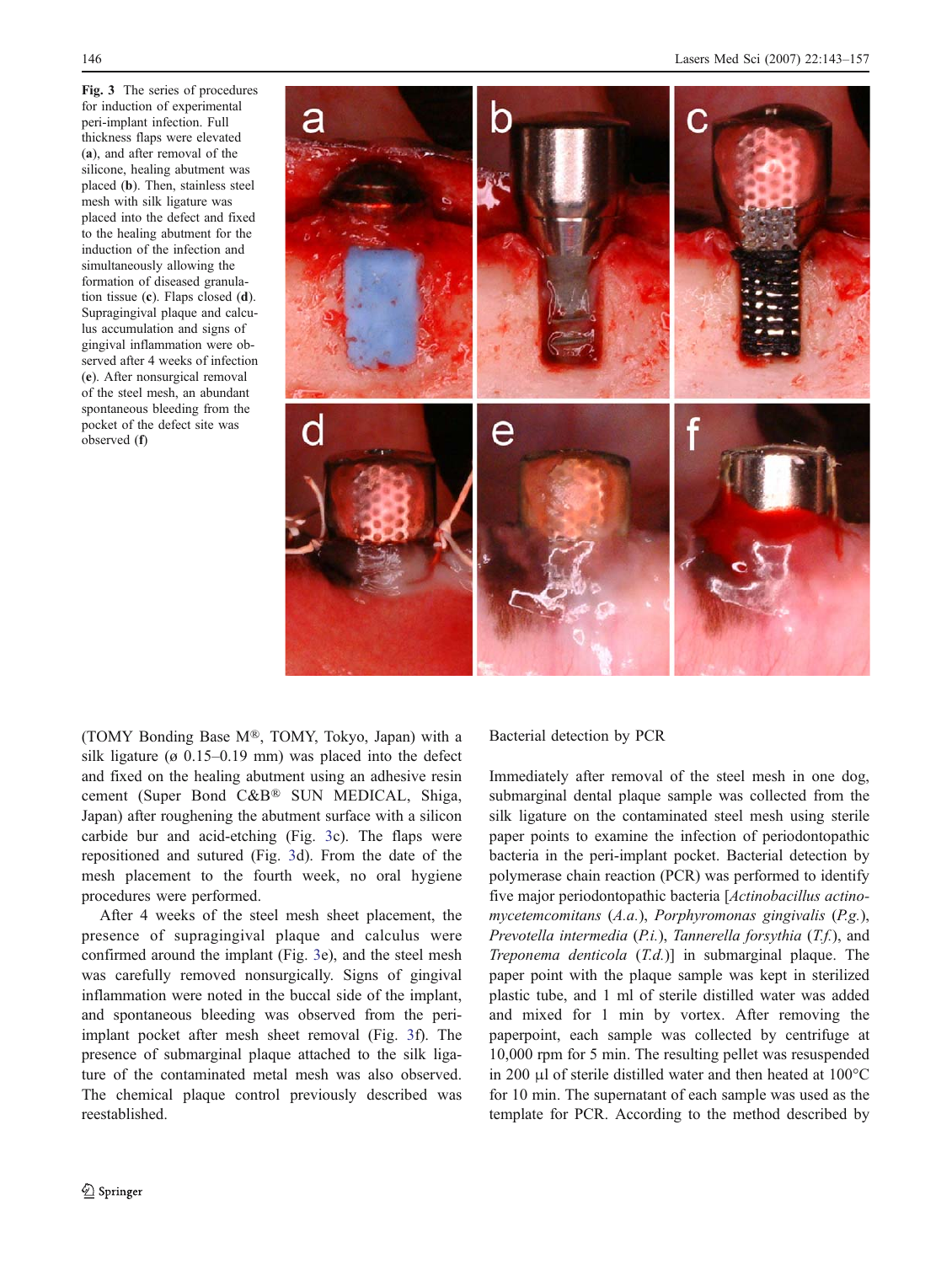**Fig. 3** The series of procedures for induction of experimental peri-implant infection. Full thickness flaps were elevated (**a**), and after removal of the silicone, healing abutment was placed (**b**). Then, stainless steel mesh with silk ligature was placed into the defect and fixed to the healing abutment for the induction of the infection and simultaneously allowing the formation of diseased granulation tissue (**c**). Flaps closed (**d**). Supragingival plaque and calculus accumulation and signs of gingival inflammation were observed after 4 weeks of infection (**e**). After nonsurgical removal of the steel mesh, an abundant spontaneous bleeding from the pocket of the defect site was observed (**f**)

(TOMY Bonding Base M®, TOMY, Tokyo, Japan) with a silk ligature (ø 0.15–0.19 mm) was placed into the defect and fixed on the healing abutment using an adhesive resin cement (Super Bond C&B® SUN MEDICAL, Shiga, Japan) after roughening the abutment surface with a silicon carbide bur and acid-etching (Fig. 3c). The flaps were repositioned and sutured (Fig. 3d). From the date of the mesh placement to the fourth week, no oral hygiene procedures were performed.

After 4 weeks of the steel mesh sheet placement, the presence of supragingival plaque and calculus were confirmed around the implant (Fig. 3e), and the steel mesh was carefully removed nonsurgically. Signs of gingival inflammation were noted in the buccal side of the implant, and spontaneous bleeding was observed from the peri-implant pocket after mesh sheet removal (Fig. 3f). The presence of submarginal plaque attached to the silk ligature of the contaminated metal mesh was also observed. The chemical plaque control previously described was reestablished.

Bacterial detection by PCR

Immediately after removal of the steel mesh in one dog, submarginal dental plaque sample was collected from the silk ligature on the contaminated steel mesh using sterile paper points to examine the infection of periodontopathic bacteria in the peri-implant pocket. Bacterial detection by polymerase chain reaction (PCR) was performed to identify five major periodontopathic bacteria [*Actinobacillus actinomycetemcomitans* (*A.a.*), *Porphyromonas gingivalis* (*P.g.*), *Prevotella intermedia* (*P.i.*), *Tannerella forsythia* (*T.f.*), and *Treponema denticola* (*T.d.*)] in submarginal plaque. The paper point with the plaque sample was kept in sterilized plastic tube, and 1 ml of sterile distilled water was added and mixed for 1 min by vortex. After removing the paperpoint, each sample was collected by centrifuge at 10,000 rpm for 5 min. The resulting pellet was resuspended in 200 μl of sterile distilled water and then heated at 100°C for 10 min. The supernatant of each sample was used as the template for PCR. According to the method described by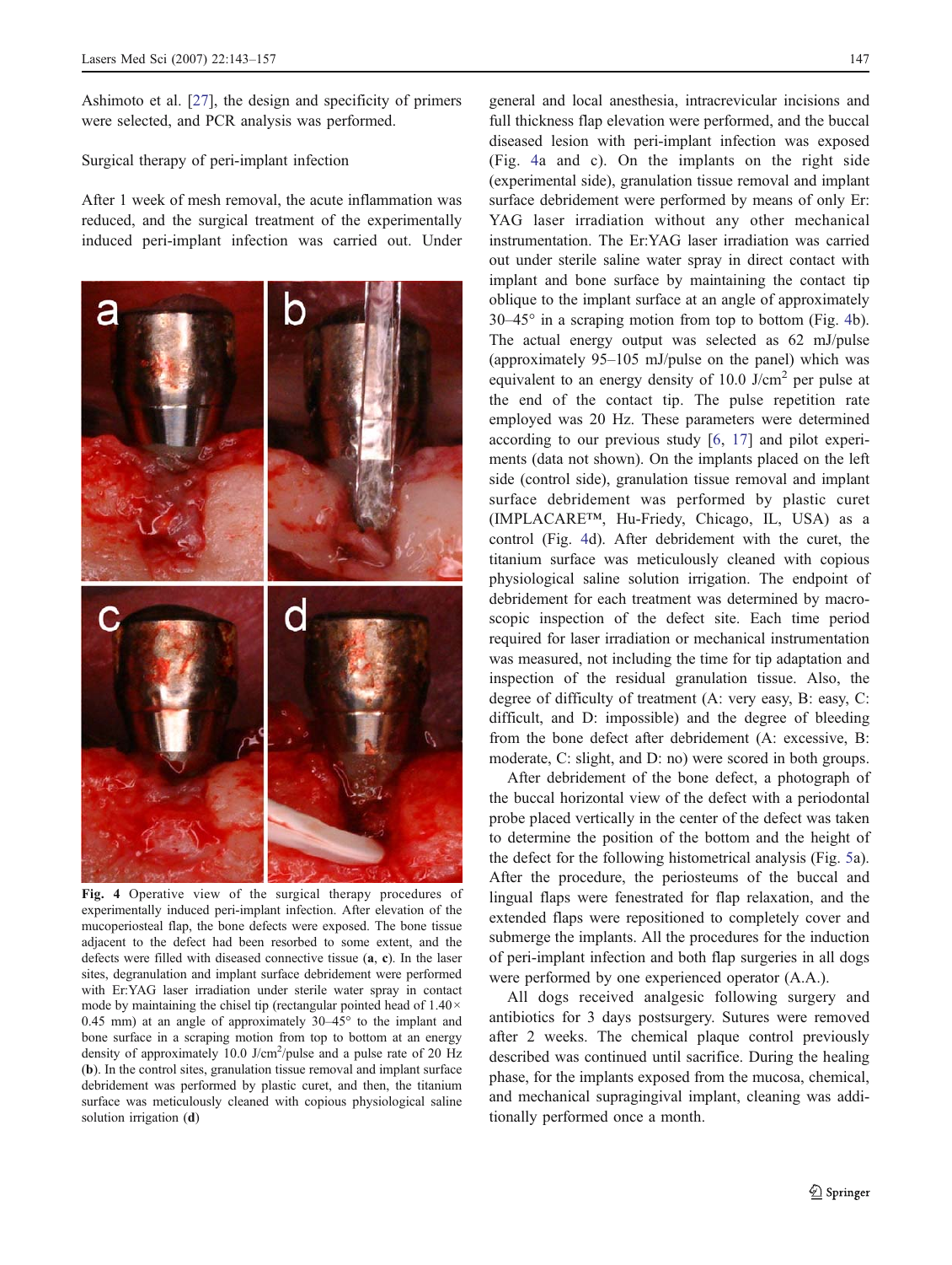Ashimoto et al. [27], the design and specificity of primers were selected, and PCR analysis was performed.

## Surgical therapy of peri-implant infection

After 1 week of mesh removal, the acute inflammation was reduced, and the surgical treatment of the experimentally induced peri-implant infection was carried out. Under general and local anesthesia, intracrevicular incisions and full thickness flap elevation were performed, and the buccal diseased lesion with peri-implant infection was exposed (Fig. 4a and c). On the implants on the right side (experimental side), granulation tissue removal and implant surface debridement were performed by means of only Er:YAG laser irradiation without any other mechanical instrumentation. The Er:YAG laser irradiation was carried out under sterile saline water spray in direct contact with implant and bone surface by maintaining the contact tip oblique to the implant surface at an angle of approximately 30–45° in a scraping motion from top to bottom (Fig. 4b). The actual energy output was selected as 62 mJ/pulse (approximately 95–105 mJ/pulse on the panel) which was equivalent to an energy density of 10.0 J/cm$^2$ per pulse at the end of the contact tip. The pulse repetition rate employed was 20 Hz. These parameters were determined according to our previous study [6, 17] and pilot experiments (data not shown). On the implants placed on the left side (control side), granulation tissue removal and implant surface debridement was performed by plastic curet (IMPLACARE™, Hu-Friedy, Chicago, IL, USA) as a control (Fig. 4d). After debridement with the curet, the titanium surface was meticulously cleaned with copious physiological saline solution irrigation. The endpoint of debridement for each treatment was determined by macroscopic inspection of the defect site. Each time period required for laser irradiation or mechanical instrumentation was measured, not including the time for tip adaptation and inspection of the residual granulation tissue. Also, the degree of difficulty of treatment (A: very easy, B: easy, C: difficult, and D: impossible) and the degree of bleeding from the bone defect after debridement (A: excessive, B: moderate, C: slight, and D: no) were scored in both groups.

**Fig. 4** Operative view of the surgical therapy procedures of experimentally induced peri-implant infection. After elevation of the mucoperiosteal flap, the bone defects were exposed. The bone tissue adjacent to the defect had been resorbed to some extent, and the defects were filled with diseased connective tissue (**a**, **c**). In the laser sites, degranulation and implant surface debridement were performed with Er:YAG laser irradiation under sterile water spray in contact mode by maintaining the chisel tip (rectangular pointed head of 1.40× 0.45 mm) at an angle of approximately 30–45° to the implant and bone surface in a scraping motion from top to bottom at an energy density of approximately 10.0 J/cm$^2$/pulse and a pulse rate of 20 Hz (**b**). In the control sites, granulation tissue removal and implant surface debridement was performed by plastic curet, and then, the titanium surface was meticulously cleaned with copious physiological saline solution irrigation (**d**)

After debridement of the bone defect, a photograph of the buccal horizontal view of the defect with a periodontal probe placed vertically in the center of the defect was taken to determine the position of the bottom and the height of the defect for the following histometrical analysis (Fig. 5a). After the procedure, the periosteums of the buccal and lingual flaps were fenestrated for flap relaxation, and the extended flaps were repositioned to completely cover and submerge the implants. All the procedures for the induction of peri-implant infection and both flap surgeries in all dogs were performed by one experienced operator (A.A.).

All dogs received analgesic following surgery and antibiotics for 3 days postsurgery. Sutures were removed after 2 weeks. The chemical plaque control previously described was continued until sacrifice. During the healing phase, for the implants exposed from the mucosa, chemical, and mechanical supragingival implant, cleaning was additionally performed once a month.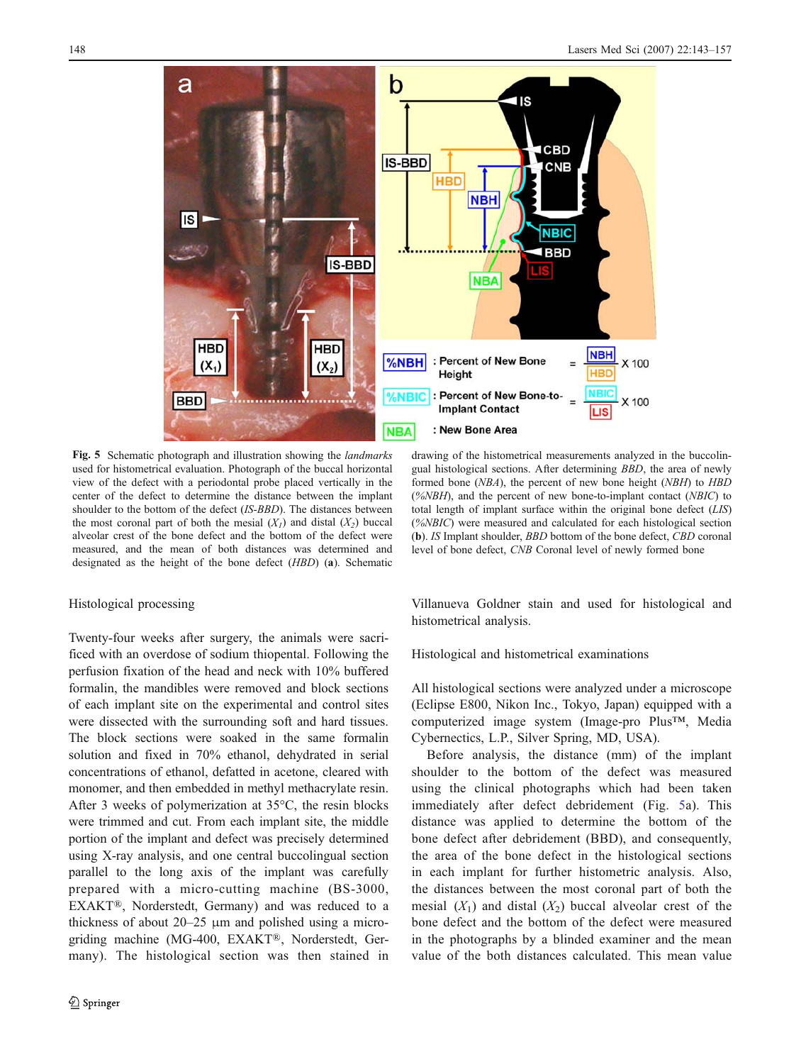Fig. 5 Schematic photograph and illustration showing the *landmarks* used for histometrical evaluation. Photograph of the buccal horizontal view of the defect with a periodontal probe placed vertically in the center of the defect to determine the distance between the implant shoulder to the bottom of the defect (*IS-BBD*). The distances between the most coronal part of both the mesial ($X_1$) and distal ($X_2$) buccal alveolar crest of the bone defect and the bottom of the defect were measured, and the mean of both distances was determined and designated as the height of the bone defect (*HBD*) (**a**). Schematic drawing of the histometrical measurements analyzed in the buccolingual histological sections. After determining *BBD*, the area of newly formed bone (*NBA*), the percent of new bone height (*NBH*) to *HBD* (*%NBH*), and the percent of new bone-to-implant contact (*NBIC*) to total length of implant surface within the original bone defect (*LIS*) (*%NBIC*) were measured and calculated for each histological section (**b**). *IS* Implant shoulder, *BBD* bottom of the bone defect, *CBD* coronal level of bone defect, *CNB* Coronal level of newly formed bone

Histological processing

Twenty-four weeks after surgery, the animals were sacrificed with an overdose of sodium thiopental. Following the perfusion fixation of the head and neck with 10% buffered formalin, the mandibles were removed and block sections of each implant site on the experimental and control sites were dissected with the surrounding soft and hard tissues. The block sections were soaked in the same formalin solution and fixed in 70% ethanol, dehydrated in serial concentrations of ethanol, defatted in acetone, cleared with monomer, and then embedded in methyl methacrylate resin. After 3 weeks of polymerization at 35°C, the resin blocks were trimmed and cut. From each implant site, the middle portion of the implant and defect was precisely determined using X-ray analysis, and one central buccolingual section parallel to the long axis of the implant was carefully prepared with a micro-cutting machine (BS-3000, EXAKT®, Norderstedt, Germany) and was reduced to a thickness of about 20–25 μm and polished using a micro-griding machine (MG-400, EXAKT®, Norderstedt, Germany). The histological section was then stained in Villanueva Goldner stain and used for histological and histometrical analysis.

Histological and histometrical examinations

All histological sections were analyzed under a microscope (Eclipse E800, Nikon Inc., Tokyo, Japan) equipped with a computerized image system (Image-pro Plus™, Media Cybernectics, L.P., Silver Spring, MD, USA).

Before analysis, the distance (mm) of the implant shoulder to the bottom of the defect was measured using the clinical photographs which had been taken immediately after defect debridement (Fig. 5a). This distance was applied to determine the bottom of the bone defect after debridement (BBD), and consequently, the area of the bone defect in the histological sections in each implant for further histometric analysis. Also, the distances between the most coronal part of both the mesial ($X_1$) and distal ($X_2$) buccal alveolar crest of the bone defect and the bottom of the defect were measured in the photographs by a blinded examiner and the mean value of the both distances calculated. This mean value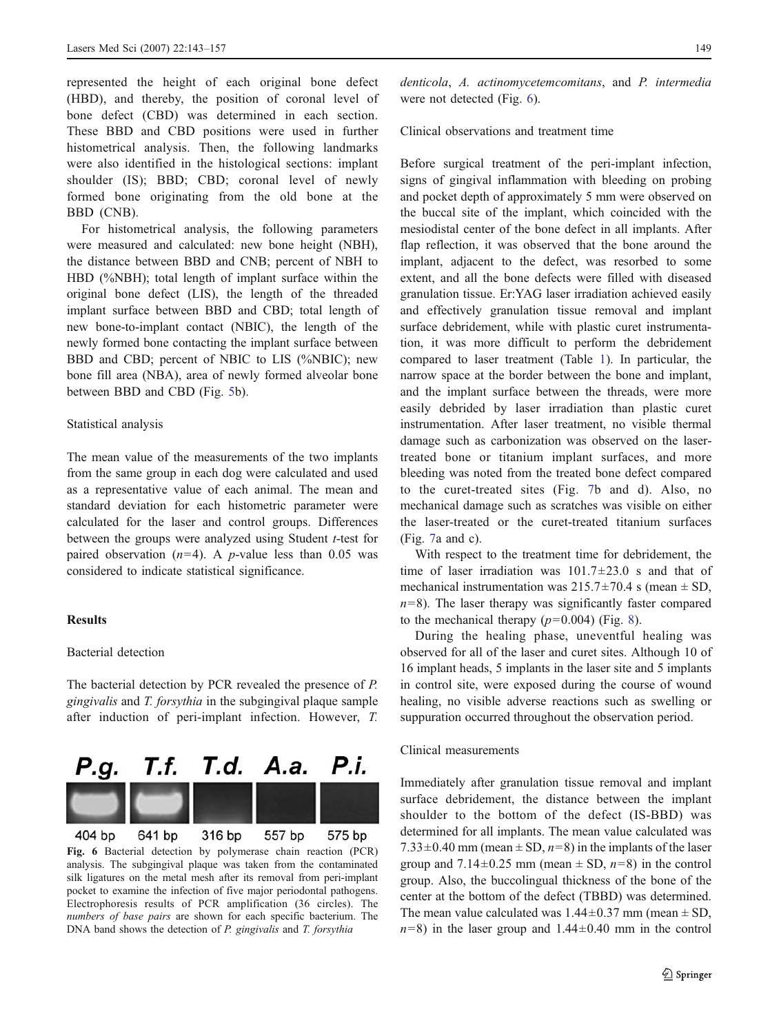represented the height of each original bone defect (HBD), and thereby, the position of coronal level of bone defect (CBD) was determined in each section. These BBD and CBD positions were used in further histometrical analysis. Then, the following landmarks were also identified in the histological sections: implant shoulder (IS); BBD; CBD; coronal level of newly formed bone originating from the old bone at the BBD (CNB).

For histometrical analysis, the following parameters were measured and calculated: new bone height (NBH), the distance between BBD and CNB; percent of NBH to HBD (%NBH); total length of implant surface within the original bone defect (LIS), the length of the threaded implant surface between BBD and CBD; total length of new bone-to-implant contact (NBIC), the length of the newly formed bone contacting the implant surface between BBD and CBD; percent of NBIC to LIS (%NBIC); new bone fill area (NBA), area of newly formed alveolar bone between BBD and CBD (Fig. 5b).

### Statistical analysis

The mean value of the measurements of the two implants from the same group in each dog were calculated and used as a representative value of each animal. The mean and standard deviation for each histometric parameter were calculated for the laser and control groups. Differences between the groups were analyzed using Student *t*-test for paired observation ($n=4$). A *p*-value less than 0.05 was considered to indicate statistical significance.

## Results

### Bacterial detection

The bacterial detection by PCR revealed the presence of *P. gingivalis* and *T. forsythia* in the subgingival plaque sample after induction of peri-implant infection. However, *T. denticola*, *A. actinomycetemcomitans*, and *P. intermedia* were not detected (Fig. 6).

P.g. T.f. T.d. A.a. P.i.

404 bp 641 bp 316 bp 557 bp 575 bp

**Fig. 6** Bacterial detection by polymerase chain reaction (PCR) analysis. The subgingival plaque was taken from the contaminated silk ligatures on the metal mesh after its removal from peri-implant pocket to examine the infection of five major periodontal pathogens. Electrophoresis results of PCR amplification (36 circles). The *numbers of base pairs* are shown for each specific bacterium. The DNA band shows the detection of *P. gingivalis* and *T. forsythia*

### Clinical observations and treatment time

Before surgical treatment of the peri-implant infection, signs of gingival inflammation with bleeding on probing and pocket depth of approximately 5 mm were observed on the buccal site of the implant, which coincided with the mesiodistal center of the bone defect in all implants. After flap reflection, it was observed that the bone around the implant, adjacent to the defect, was resorbed to some extent, and all the bone defects were filled with diseased granulation tissue. Er:YAG laser irradiation achieved easily and effectively granulation tissue removal and implant surface debridement, while with plastic curet instrumentation, it was more difficult to perform the debridement compared to laser treatment (Table 1). In particular, the narrow space at the border between the bone and implant, and the implant surface between the threads, were more easily debrided by laser irradiation than plastic curet instrumentation. After laser treatment, no visible thermal damage such as carbonization was observed on the laser-treated bone or titanium implant surfaces, and more bleeding was noted from the treated bone defect compared to the curet-treated sites (Fig. 7b and d). Also, no mechanical damage such as scratches was visible on either the laser-treated or the curet-treated titanium surfaces (Fig. 7a and c).

With respect to the treatment time for debridement, the time of laser irradiation was 101.7±23.0 s and that of mechanical instrumentation was 215.7±70.4 s (mean ± SD, $n=8$). The laser therapy was significantly faster compared to the mechanical therapy ($p=0.004$) (Fig. 8).

During the healing phase, uneventful healing was observed for all of the laser and curet sites. Although 10 of 16 implant heads, 5 implants in the laser site and 5 implants in control site, were exposed during the course of wound healing, no visible adverse reactions such as swelling or suppuration occurred throughout the observation period.

### Clinical measurements

Immediately after granulation tissue removal and implant surface debridement, the distance between the implant shoulder to the bottom of the defect (IS-BBD) was determined for all implants. The mean value calculated was 7.33±0.40 mm (mean ± SD, $n=8$) in the implants of the laser group and 7.14±0.25 mm (mean ± SD, $n=8$) in the control group. Also, the buccolingual thickness of the bone of the center at the bottom of the defect (TBBD) was determined. The mean value calculated was 1.44±0.37 mm (mean ± SD, $n=8$) in the laser group and 1.44±0.40 mm in the control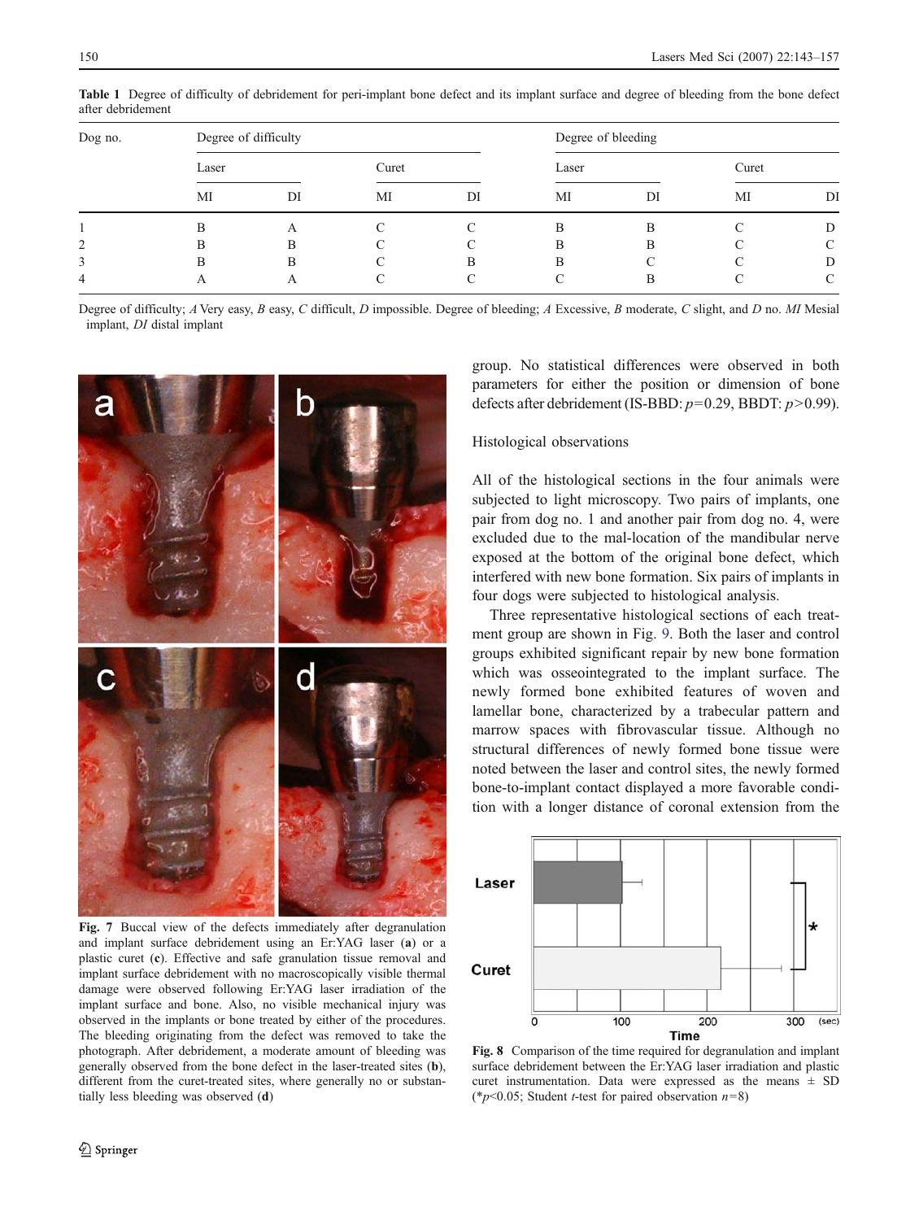**Table 1** Degree of difficulty of debridement for peri-implant bone defect and its implant surface and degree of bleeding from the bone defect after debridement

| Dog no. | Degree of difficulty | | | | Degree of bleeding | | | |
|---|---|---|---|---|---|---|---|---|
| | Laser | | Curet | | Laser | | Curet | |
| | MI | DI | MI | DI | MI | DI | MI | DI |
| 1 | B | A | C | C | B | B | C | D |
| 2 | B | B | C | C | B | B | C | C |
| 3 | B | B | C | B | B | C | C | D |
| 4 | A | A | C | C | C | B | C | C |

Degree of difficulty; *A* Very easy, *B* easy, *C* difficult, *D* impossible. Degree of bleeding; *A* Excessive, *B* moderate, *C* slight, and *D* no. *MI* Mesial implant, *DI* distal implant

**Fig. 7** Buccal view of the defects immediately after degranulation and implant surface debridement using an Er:YAG laser (**a**) or a plastic curet (**c**). Effective and safe granulation tissue removal and implant surface debridement with no macroscopically visible thermal damage were observed following Er:YAG laser irradiation of the implant surface and bone. Also, no visible mechanical injury was observed in the implants or bone treated by either of the procedures. The bleeding originating from the defect was removed to take the photograph. After debridement, a moderate amount of bleeding was generally observed from the bone defect in the laser-treated sites (**b**), different from the curet-treated sites, where generally no or substantially less bleeding was observed (**d**)

group. No statistical differences were observed in both parameters for either the position or dimension of bone defects after debridement (IS-BBD: $p=0.29$, BBDT: $p>0.99$).

## Histological observations

All of the histological sections in the four animals were subjected to light microscopy. Two pairs of implants, one pair from dog no. 1 and another pair from dog no. 4, were excluded due to the mal-location of the mandibular nerve exposed at the bottom of the original bone defect, which interfered with new bone formation. Six pairs of implants in four dogs were subjected to histological analysis.

Three representative histological sections of each treatment group are shown in Fig. 9. Both the laser and control groups exhibited significant repair by new bone formation which was osseointegrated to the implant surface. The newly formed bone exhibited features of woven and lamellar bone, characterized by a trabecular pattern and marrow spaces with fibrovascular tissue. Although no structural differences of newly formed bone tissue were noted between the laser and control sites, the newly formed bone-to-implant contact displayed a more favorable condition with a longer distance of coronal extension from the

**Fig. 8** Comparison of the time required for degranulation and implant surface debridement between the Er:YAG laser irradiation and plastic curet instrumentation. Data were expressed as the means ± SD (*$p<0.05$; Student *t*-test for paired observation $n=8$)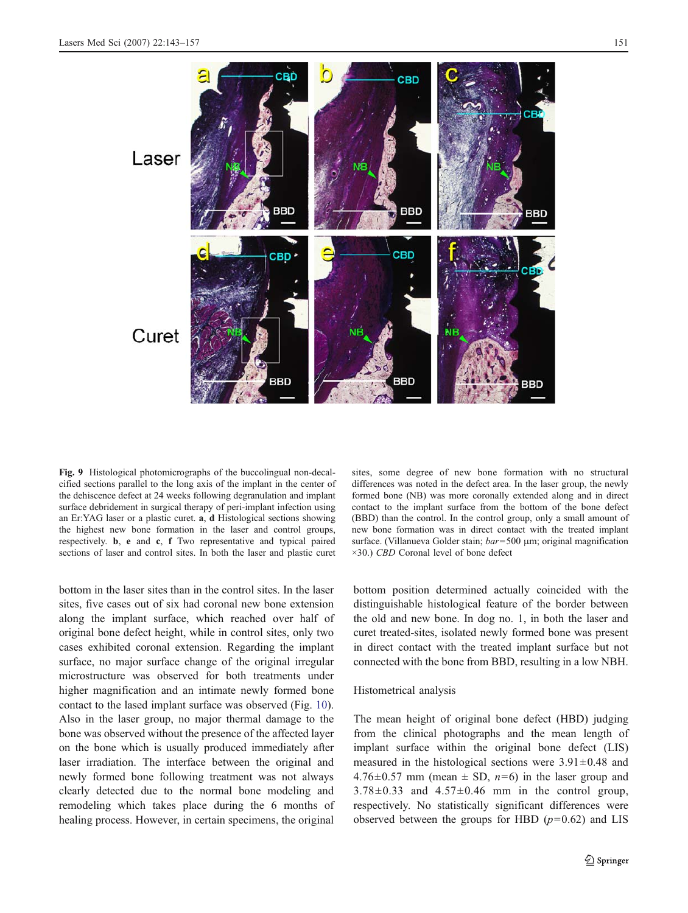Fig. 9 Histological photomicrographs of the buccolingual non-decalcified sections parallel to the long axis of the implant in the center of the dehiscence defect at 24 weeks following degranulation and implant surface debridement in surgical therapy of peri-implant infection using an Er:YAG laser or a plastic curet. **a**, **d** Histological sections showing the highest new bone formation in the laser and control groups, respectively. **b**, **e** and **c**, **f** Two representative and typical paired sections of laser and control sites. In both the laser and plastic curet sites, some degree of new bone formation with no structural differences was noted in the defect area. In the laser group, the newly formed bone (NB) was more coronally extended along and in direct contact to the implant surface from the bottom of the bone defect (BBD) than the control. In the control group, only a small amount of new bone formation was in direct contact with the treated implant surface. (Villanueva Golder stain; *bar*=500 μm; original magnification ×30.) *CBD* Coronal level of bone defect

bottom in the laser sites than in the control sites. In the laser sites, five cases out of six had coronal new bone extension along the implant surface, which reached over half of original bone defect height, while in control sites, only two cases exhibited coronal extension. Regarding the implant surface, no major surface change of the original irregular microstructure was observed for both treatments under higher magnification and an intimate newly formed bone contact to the lased implant surface was observed (Fig. 10). Also in the laser group, no major thermal damage to the bone was observed without the presence of the affected layer on the bone which is usually produced immediately after laser irradiation. The interface between the original and newly formed bone following treatment was not always clearly detected due to the normal bone modeling and remodeling which takes place during the 6 months of healing process. However, in certain specimens, the original bottom position determined actually coincided with the distinguishable histological feature of the border between the old and new bone. In dog no. 1, in both the laser and curet treated-sites, isolated newly formed bone was present in direct contact with the treated implant surface but not connected with the bone from BBD, resulting in a low NBH.

## Histometrical analysis

The mean height of original bone defect (HBD) judging from the clinical photographs and the mean length of implant surface within the original bone defect (LIS) measured in the histological sections were 3.91±0.48 and 4.76±0.57 mm (mean ± SD, $n=6$) in the laser group and 3.78±0.33 and 4.57±0.46 mm in the control group, respectively. No statistically significant differences were observed between the groups for HBD ($p=0.62$) and LIS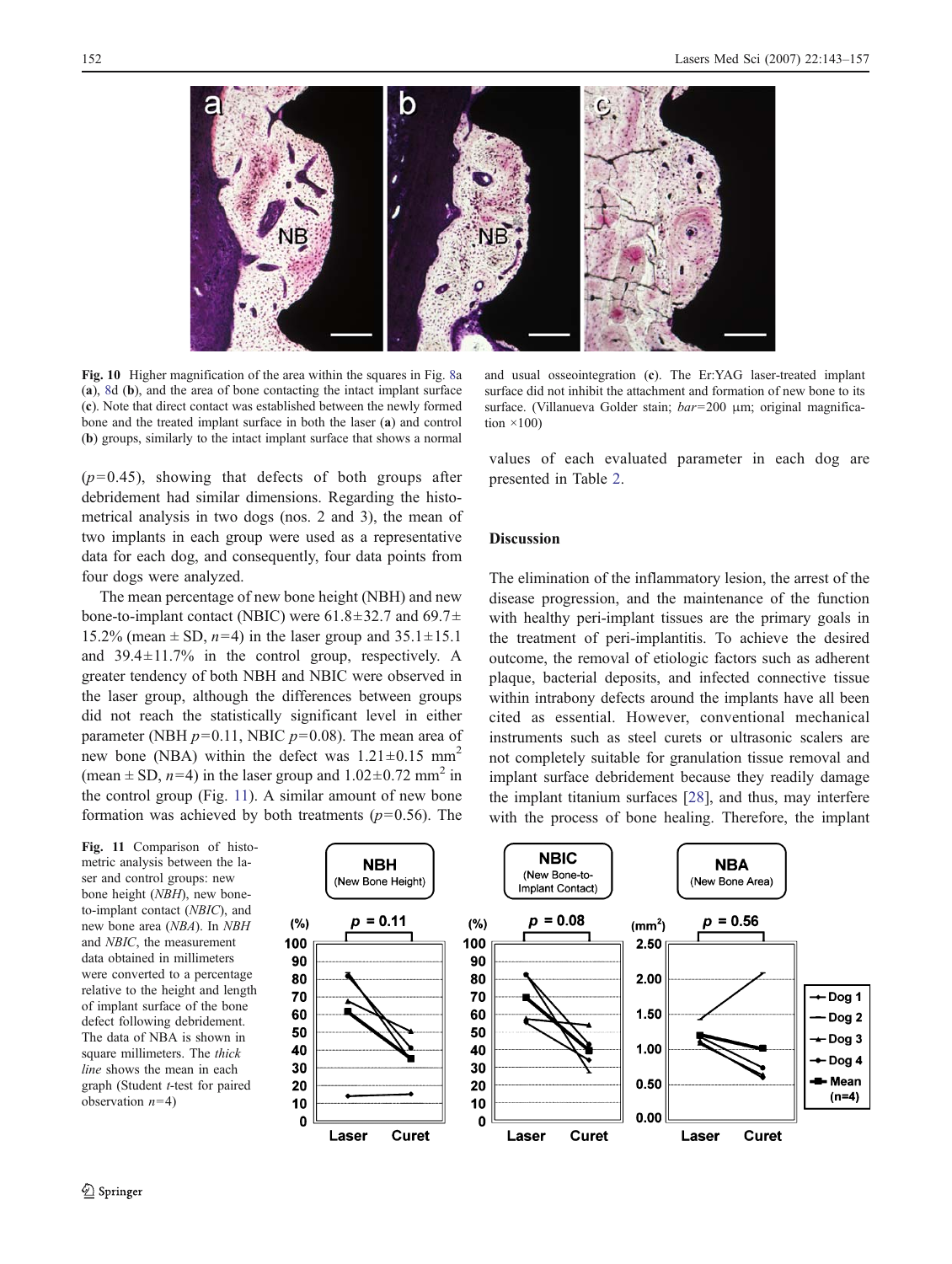Fig. 10 Higher magnification of the area within the squares in Fig. 8a (**a**), 8d (**b**), and the area of bone contacting the intact implant surface (**c**). Note that direct contact was established between the newly formed bone and the treated implant surface in both the laser (**a**) and control (**b**) groups, similarly to the intact implant surface that shows a normal and usual osseointegration (**c**). The Er:YAG laser-treated implant surface did not inhibit the attachment and formation of new bone to its surface. (Villanueva Golder stain; *bar*=200 μm; original magnification ×100)

($p$=0.45), showing that defects of both groups after debridement had similar dimensions. Regarding the histometrical analysis in two dogs (nos. 2 and 3), the mean of two implants in each group were used as a representative data for each dog, and consequently, four data points from four dogs were analyzed.

The mean percentage of new bone height (NBH) and new bone-to-implant contact (NBIC) were 61.8±32.7 and 69.7±15.2% (mean ± SD, $n$=4) in the laser group and 35.1±15.1 and 39.4±11.7% in the control group, respectively. A greater tendency of both NBH and NBIC were observed in the laser group, although the differences between groups did not reach the statistically significant level in either parameter (NBH $p$=0.11, NBIC $p$=0.08). The mean area of new bone (NBA) within the defect was 1.21±0.15 $mm^2$ (mean ± SD, $n$=4) in the laser group and 1.02±0.72 $mm^2$ in the control group (Fig. 11). A similar amount of new bone formation was achieved by both treatments ($p$=0.56). The values of each evaluated parameter in each dog are presented in Table 2.

## Discussion

The elimination of the inflammatory lesion, the arrest of the disease progression, and the maintenance of the function with healthy peri-implant tissues are the primary goals in the treatment of peri-implantitis. To achieve the desired outcome, the removal of etiologic factors such as adherent plaque, bacterial deposits, and infected connective tissue within intrabony defects around the implants have all been cited as essential. However, conventional mechanical instruments such as steel curets or ultrasonic scalers are not completely suitable for granulation tissue removal and implant surface debridement because they readily damage the implant titanium surfaces [28], and thus, may interfere with the process of bone healing. Therefore, the implant

Fig. 11 Comparison of histometric analysis between the laser and control groups: new bone height (*NBH*), new bone-to-implant contact (*NBIC*), and new bone area (*NBA*). In *NBH* and *NBIC*, the measurement data obtained in millimeters were converted to a percentage relative to the height and length of implant surface of the bone defect following debridement. The data of NBA is shown in square millimeters. The *thick line* shows the mean in each graph (Student *t*-test for paired observation $n$=4)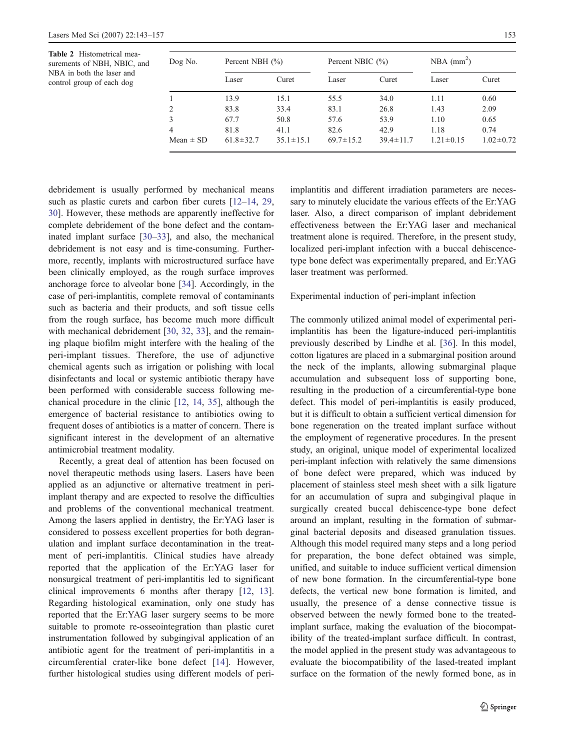Table 2 Histometrical measurements of NBH, NBIC, and NBA in both the laser and control group of each dog

| Dog No. | Percent NBH (%) | | Percent NBIC (%) | | NBA ($mm^2$) | |
|---|---|---|---|---|---|---|
| | Laser | Curet | Laser | Curet | Laser | Curet |
| 1 | 13.9 | 15.1 | 55.5 | 34.0 | 1.11 | 0.60 |
| 2 | 83.8 | 33.4 | 83.1 | 26.8 | 1.43 | 2.09 |
| 3 | 67.7 | 50.8 | 57.6 | 53.9 | 1.10 | 0.65 |
| 4 | 81.8 | 41.1 | 82.6 | 42.9 | 1.18 | 0.74 |
| Mean ± SD | 61.8±32.7 | 35.1±15.1 | 69.7±15.2 | 39.4±11.7 | 1.21±0.15 | 1.02±0.72 |

debridement is usually performed by mechanical means such as plastic curets and carbon fiber curets [12–14, 29, 30]. However, these methods are apparently ineffective for complete debridement of the bone defect and the contaminated implant surface [30–33], and also, the mechanical debridement is not easy and is time-consuming. Furthermore, recently, implants with microstructured surface have been clinically employed, as the rough surface improves anchorage force to alveolar bone [34]. Accordingly, in the case of peri-implantitis, complete removal of contaminants such as bacteria and their products, and soft tissue cells from the rough surface, has become much more difficult with mechanical debridement [30, 32, 33], and the remaining plaque biofilm might interfere with the healing of the peri-implant tissues. Therefore, the use of adjunctive chemical agents such as irrigation or polishing with local disinfectants and local or systemic antibiotic therapy have been performed with considerable success following mechanical procedure in the clinic [12, 14, 35], although the emergence of bacterial resistance to antibiotics owing to frequent doses of antibiotics is a matter of concern. There is significant interest in the development of an alternative antimicrobial treatment modality.

Recently, a great deal of attention has been focused on novel therapeutic methods using lasers. Lasers have been applied as an adjunctive or alternative treatment in peri-implant therapy and are expected to resolve the difficulties and problems of the conventional mechanical treatment. Among the lasers applied in dentistry, the Er:YAG laser is considered to possess excellent properties for both degranulation and implant surface decontamination in the treatment of peri-implantitis. Clinical studies have already reported that the application of the Er:YAG laser for nonsurgical treatment of peri-implantitis led to significant clinical improvements 6 months after therapy [12, 13]. Regarding histological examination, only one study has reported that the Er:YAG laser surgery seems to be more suitable to promote re-osseointegration than plastic curet instrumentation followed by subgingival application of an antibiotic agent for the treatment of peri-implantitis in a circumferential crater-like bone defect [14]. However, further histological studies using different models of peri-implantitis and different irradiation parameters are necessary to minutely elucidate the various effects of the Er:YAG laser. Also, a direct comparison of implant debridement effectiveness between the Er:YAG laser and mechanical treatment alone is required. Therefore, in the present study, localized peri-implant infection with a buccal dehiscence-type bone defect was experimentally prepared, and Er:YAG laser treatment was performed.

### Experimental induction of peri-implant infection

The commonly utilized animal model of experimental peri-implantitis has been the ligature-induced peri-implantitis previously described by Lindhe et al. [36]. In this model, cotton ligatures are placed in a submarginal position around the neck of the implants, allowing submarginal plaque accumulation and subsequent loss of supporting bone, resulting in the production of a circumferential-type bone defect. This model of peri-implantitis is easily produced, but it is difficult to obtain a sufficient vertical dimension for bone regeneration on the treated implant surface without the employment of regenerative procedures. In the present study, an original, unique model of experimental localized peri-implant infection with relatively the same dimensions of bone defect were prepared, which was induced by placement of stainless steel mesh sheet with a silk ligature for an accumulation of supra and subgingival plaque in surgically created buccal dehiscence-type bone defect around an implant, resulting in the formation of submarginal bacterial deposits and diseased granulation tissues. Although this model required many steps and a long period for preparation, the bone defect obtained was simple, unified, and suitable to induce sufficient vertical dimension of new bone formation. In the circumferential-type bone defects, the vertical new bone formation is limited, and usually, the presence of a dense connective tissue is observed between the newly formed bone to the treated-implant surface, making the evaluation of the biocompatibility of the treated-implant surface difficult. In contrast, the model applied in the present study was advantageous to evaluate the biocompatibility of the lased-treated implant surface on the formation of the newly formed bone, as in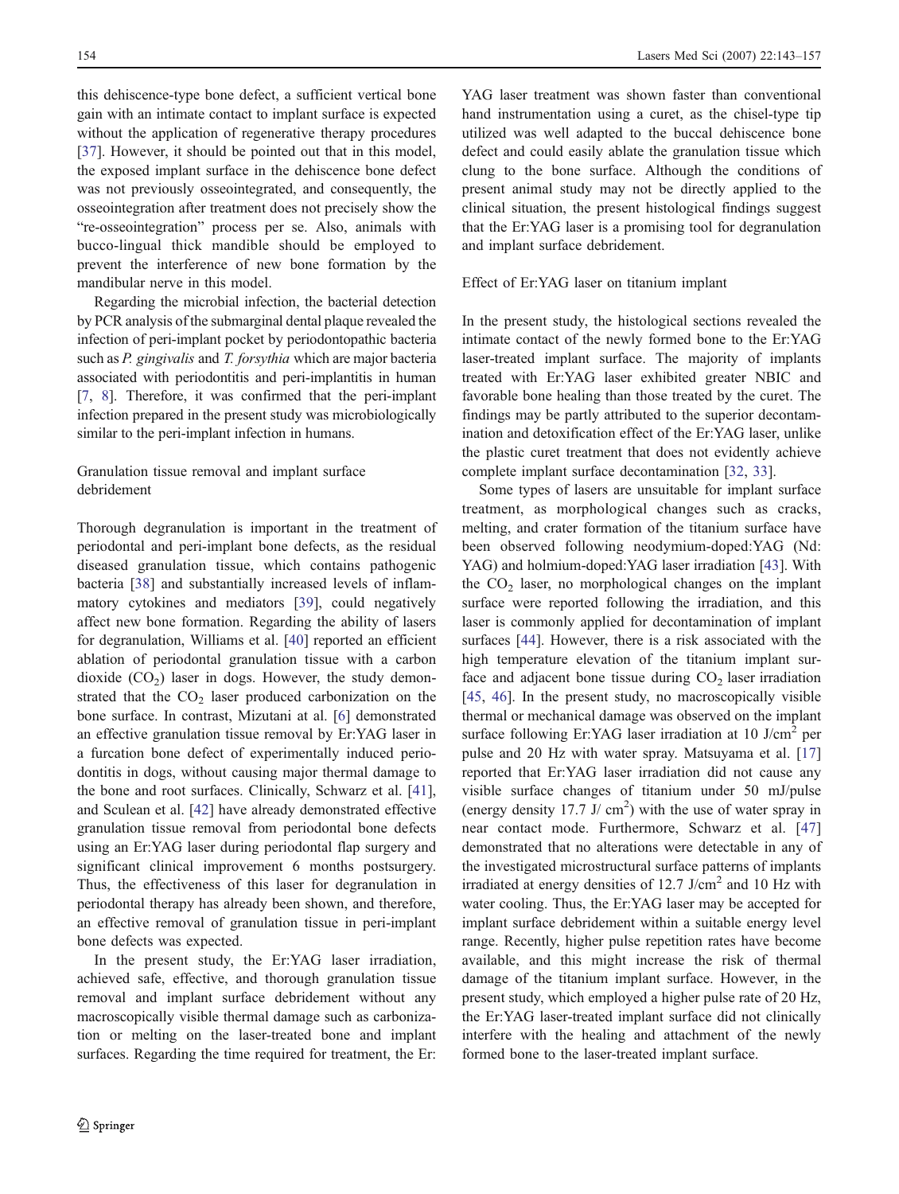this dehiscence-type bone defect, a sufficient vertical bone gain with an intimate contact to implant surface is expected without the application of regenerative therapy procedures [37]. However, it should be pointed out that in this model, the exposed implant surface in the dehiscence bone defect was not previously osseointegrated, and consequently, the osseointegration after treatment does not precisely show the "re-osseointegration" process per se. Also, animals with bucco-lingual thick mandible should be employed to prevent the interference of new bone formation by the mandibular nerve in this model.

Regarding the microbial infection, the bacterial detection by PCR analysis of the submarginal dental plaque revealed the infection of peri-implant pocket by periodontopathic bacteria such as *P. gingivalis* and *T. forsythia* which are major bacteria associated with periodontitis and peri-implantitis in human [7, 8]. Therefore, it was confirmed that the peri-implant infection prepared in the present study was microbiologically similar to the peri-implant infection in humans.

### Granulation tissue removal and implant surface debridement

Thorough degranulation is important in the treatment of periodontal and peri-implant bone defects, as the residual diseased granulation tissue, which contains pathogenic bacteria [38] and substantially increased levels of inflammatory cytokines and mediators [39], could negatively affect new bone formation. Regarding the ability of lasers for degranulation, Williams et al. [40] reported an efficient ablation of periodontal granulation tissue with a carbon dioxide ($CO_2$) laser in dogs. However, the study demonstrated that the $CO_2$ laser produced carbonization on the bone surface. In contrast, Mizutani at al. [6] demonstrated an effective granulation tissue removal by Er:YAG laser in a furcation bone defect of experimentally induced periodontitis in dogs, without causing major thermal damage to the bone and root surfaces. Clinically, Schwarz et al. [41], and Sculean et al. [42] have already demonstrated effective granulation tissue removal from periodontal bone defects using an Er:YAG laser during periodontal flap surgery and significant clinical improvement 6 months postsurgery. Thus, the effectiveness of this laser for degranulation in periodontal therapy has already been shown, and therefore, an effective removal of granulation tissue in peri-implant bone defects was expected.

In the present study, the Er:YAG laser irradiation, achieved safe, effective, and thorough granulation tissue removal and implant surface debridement without any macroscopically visible thermal damage such as carbonization or melting on the laser-treated bone and implant surfaces. Regarding the time required for treatment, the Er:YAG laser treatment was shown faster than conventional hand instrumentation using a curet, as the chisel-type tip utilized was well adapted to the buccal dehiscence bone defect and could easily ablate the granulation tissue which clung to the bone surface. Although the conditions of present animal study may not be directly applied to the clinical situation, the present histological findings suggest that the Er:YAG laser is a promising tool for degranulation and implant surface debridement.

### Effect of Er:YAG laser on titanium implant

In the present study, the histological sections revealed the intimate contact of the newly formed bone to the Er:YAG laser-treated implant surface. The majority of implants treated with Er:YAG laser exhibited greater NBIC and favorable bone healing than those treated by the curet. The findings may be partly attributed to the superior decontamination and detoxification effect of the Er:YAG laser, unlike the plastic curet treatment that does not evidently achieve complete implant surface decontamination [32, 33].

Some types of lasers are unsuitable for implant surface treatment, as morphological changes such as cracks, melting, and crater formation of the titanium surface have been observed following neodymium-doped:YAG (Nd:YAG) and holmium-doped:YAG laser irradiation [43]. With the $CO_2$ laser, no morphological changes on the implant surface were reported following the irradiation, and this laser is commonly applied for decontamination of implant surfaces [44]. However, there is a risk associated with the high temperature elevation of the titanium implant surface and adjacent bone tissue during $CO_2$ laser irradiation [45, 46]. In the present study, no macroscopically visible thermal or mechanical damage was observed on the implant surface following Er:YAG laser irradiation at 10 $J/cm^2$ per pulse and 20 Hz with water spray. Matsuyama et al. [17] reported that Er:YAG laser irradiation did not cause any visible surface changes of titanium under 50 mJ/pulse (energy density 17.7 $J/cm^2$) with the use of water spray in near contact mode. Furthermore, Schwarz et al. [47] demonstrated that no alterations were detectable in any of the investigated microstructural surface patterns of implants irradiated at energy densities of 12.7 $J/cm^2$ and 10 Hz with water cooling. Thus, the Er:YAG laser may be accepted for implant surface debridement within a suitable energy level range. Recently, higher pulse repetition rates have become available, and this might increase the risk of thermal damage of the titanium implant surface. However, in the present study, which employed a higher pulse rate of 20 Hz, the Er:YAG laser-treated implant surface did not clinically interfere with the healing and attachment of the newly formed bone to the laser-treated implant surface.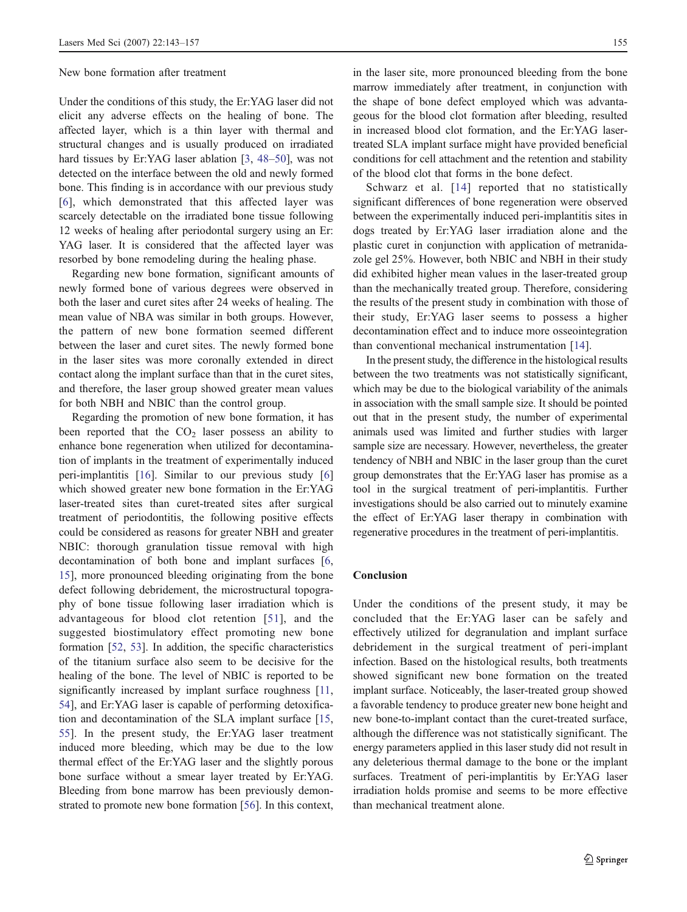### New bone formation after treatment

Under the conditions of this study, the Er:YAG laser did not elicit any adverse effects on the healing of bone. The affected layer, which is a thin layer with thermal and structural changes and is usually produced on irradiated hard tissues by Er:YAG laser ablation [3, 48–50], was not detected on the interface between the old and newly formed bone. This finding is in accordance with our previous study [6], which demonstrated that this affected layer was scarcely detectable on the irradiated bone tissue following 12 weeks of healing after periodontal surgery using an Er:YAG laser. It is considered that the affected layer was resorbed by bone remodeling during the healing phase.

Regarding new bone formation, significant amounts of newly formed bone of various degrees were observed in both the laser and curet sites after 24 weeks of healing. The mean value of NBA was similar in both groups. However, the pattern of new bone formation seemed different between the laser and curet sites. The newly formed bone in the laser sites was more coronally extended in direct contact along the implant surface than that in the curet sites, and therefore, the laser group showed greater mean values for both NBH and NBIC than the control group.

Regarding the promotion of new bone formation, it has been reported that the $CO_2$ laser possess an ability to enhance bone regeneration when utilized for decontamination of implants in the treatment of experimentally induced peri-implantitis [16]. Similar to our previous study [6] which showed greater new bone formation in the Er:YAG laser-treated sites than curet-treated sites after surgical treatment of periodontitis, the following positive effects could be considered as reasons for greater NBH and greater NBIC: thorough granulation tissue removal with high decontamination of both bone and implant surfaces [6, 15], more pronounced bleeding originating from the bone defect following debridement, the microstructural topography of bone tissue following laser irradiation which is advantageous for blood clot retention [51], and the suggested biostimulatory effect promoting new bone formation [52, 53]. In addition, the specific characteristics of the titanium surface also seem to be decisive for the healing of the bone. The level of NBIC is reported to be significantly increased by implant surface roughness [11, 54], and Er:YAG laser is capable of performing detoxification and decontamination of the SLA implant surface [15, 55]. In the present study, the Er:YAG laser treatment induced more bleeding, which may be due to the low thermal effect of the Er:YAG laser and the slightly porous bone surface without a smear layer treated by Er:YAG. Bleeding from bone marrow has been previously demonstrated to promote new bone formation [56]. In this context, in the laser site, more pronounced bleeding from the bone marrow immediately after treatment, in conjunction with the shape of bone defect employed which was advantageous for the blood clot formation after bleeding, resulted in increased blood clot formation, and the Er:YAG laser-treated SLA implant surface might have provided beneficial conditions for cell attachment and the retention and stability of the blood clot that forms in the bone defect.

Schwarz et al. [14] reported that no statistically significant differences of bone regeneration were observed between the experimentally induced peri-implantitis sites in dogs treated by Er:YAG laser irradiation alone and the plastic curet in conjunction with application of metranidazole gel 25%. However, both NBIC and NBH in their study did exhibited higher mean values in the laser-treated group than the mechanically treated group. Therefore, considering the results of the present study in combination with those of their study, Er:YAG laser seems to possess a higher decontamination effect and to induce more osseointegration than conventional mechanical instrumentation [14].

In the present study, the difference in the histological results between the two treatments was not statistically significant, which may be due to the biological variability of the animals in association with the small sample size. It should be pointed out that in the present study, the number of experimental animals used was limited and further studies with larger sample size are necessary. However, nevertheless, the greater tendency of NBH and NBIC in the laser group than the curet group demonstrates that the Er:YAG laser has promise as a tool in the surgical treatment of peri-implantitis. Further investigations should be also carried out to minutely examine the effect of Er:YAG laser therapy in combination with regenerative procedures in the treatment of peri-implantitis.

## Conclusion

Under the conditions of the present study, it may be concluded that the Er:YAG laser can be safely and effectively utilized for degranulation and implant surface debridement in the surgical treatment of peri-implant infection. Based on the histological results, both treatments showed significant new bone formation on the treated implant surface. Noticeably, the laser-treated group showed a favorable tendency to produce greater new bone height and new bone-to-implant contact than the curet-treated surface, although the difference was not statistically significant. The energy parameters applied in this laser study did not result in any deleterious thermal damage to the bone or the implant surfaces. Treatment of peri-implantitis by Er:YAG laser irradiation holds promise and seems to be more effective than mechanical treatment alone.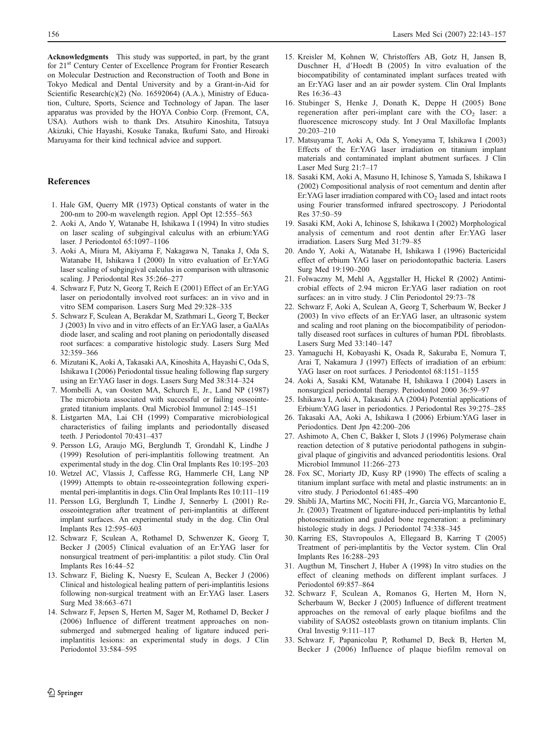**Acknowledgments** This study was supported, in part, by the grant for 21st Century Center of Excellence Program for Frontier Research on Molecular Destruction and Reconstruction of Tooth and Bone in Tokyo Medical and Dental University and by a Grant-in-Aid for Scientific Research(c)(2) (No. 16592064) (A.A.), Ministry of Education, Culture, Sports, Science and Technology of Japan. The laser apparatus was provided by the HOYA Conbio Corp. (Fremont, CA, USA). Authors wish to thank Drs. Atsuhiro Kinoshita, Tatsuya Akizuki, Chie Hayashi, Kosuke Tanaka, Ikufumi Sato, and Hiroaki Maruyama for their kind technical advice and support.

## References

1. Hale GM, Querry MR (1973) Optical constants of water in the 200-nm to 200-m wavelength region. Appl Opt 12:555–563
2. Aoki A, Ando Y, Watanabe H, Ishikawa I (1994) In vitro studies on laser scaling of subgingival calculus with an erbium:YAG laser. J Periodontol 65:1097–1106
3. Aoki A, Miura M, Akiyama F, Nakagawa N, Tanaka J, Oda S, Watanabe H, Ishikawa I (2000) In vitro evaluation of Er:YAG laser scaling of subgingival calculus in comparison with ultrasonic scaling. J Periodontal Res 35:266–277
4. Schwarz F, Putz N, Georg T, Reich E (2001) Effect of an Er:YAG laser on periodontally involved root surfaces: an in vivo and in vitro SEM comparison. Lasers Surg Med 29:328–335
5. Schwarz F, Sculean A, Berakdar M, Szathmari L, Georg T, Becker J (2003) In vivo and in vitro effects of an Er:YAG laser, a GaAlAs diode laser, and scaling and root planing on periodontally diseased root surfaces: a comparative histologic study. Lasers Surg Med 32:359–366
6. Mizutani K, Aoki A, Takasaki AA, Kinoshita A, Hayashi C, Oda S, Ishikawa I (2006) Periodontal tissue healing following flap surgery using an Er:YAG laser in dogs. Lasers Surg Med 38:314–324
7. Mombelli A, van Oosten MA, Schurch E, Jr., Land NP (1987) The microbiota associated with successful or failing osseointegrated titanium implants. Oral Microbiol Immunol 2:145–151
8. Listgarten MA, Lai CH (1999) Comparative microbiological characteristics of failing implants and periodontally diseased teeth. J Periodontol 70:431–437
9. Persson LG, Araujo MG, Berglundh T, Grondahl K, Lindhe J (1999) Resolution of peri-implantitis following treatment. An experimental study in the dog. Clin Oral Implants Res 10:195–203
10. Wetzel AC, Vlassis J, Caffesse RG, Hammerle CH, Lang NP (1999) Attempts to obtain re-osseointegration following experimental peri-implantitis in dogs. Clin Oral Implants Res 10:111–119
11. Persson LG, Berglundh T, Lindhe J, Sennerby L (2001) Re-osseointegration after treatment of peri-implantitis at different implant surfaces. An experimental study in the dog. Clin Oral Implants Res 12:595–603
12. Schwarz F, Sculean A, Rothamel D, Schwenzer K, Georg T, Becker J (2005) Clinical evaluation of an Er:YAG laser for nonsurgical treatment of peri-implantitis: a pilot study. Clin Oral Implants Res 16:44–52
13. Schwarz F, Bieling K, Nuesry E, Sculean A, Becker J (2006) Clinical and histological healing pattern of peri-implantitis lesions following non-surgical treatment with an Er:YAG laser. Lasers Surg Med 38:663–671
14. Schwarz F, Jepsen S, Herten M, Sager M, Rothamel D, Becker J (2006) Influence of different treatment approaches on non-submerged and submerged healing of ligature induced peri-implantitis lesions: an experimental study in dogs. J Clin Periodontol 33:584–595
15. Kreisler M, Kohnen W, Christoffers AB, Gotz H, Jansen B, Duschner H, d'Hoedt B (2005) In vitro evaluation of the biocompatibility of contaminated implant surfaces treated with an Er:YAG laser and an air powder system. Clin Oral Implants Res 16:36–43
16. Stubinger S, Henke J, Donath K, Deppe H (2005) Bone regeneration after peri-implant care with the $CO_2$ laser: a fluorescence microscopy study. Int J Oral Maxillofac Implants 20:203–210
17. Matsuyama T, Aoki A, Oda S, Yoneyama T, Ishikawa I (2003) Effects of the Er:YAG laser irradiation on titanium implant materials and contaminated implant abutment surfaces. J Clin Laser Med Surg 21:7–17
18. Sasaki KM, Aoki A, Masuno H, Ichinose S, Yamada S, Ishikawa I (2002) Compositional analysis of root cementum and dentin after Er:YAG laser irradiation compared with $CO_2$ lased and intact roots using Fourier transformed infrared spectroscopy. J Periodontal Res 37:50–59
19. Sasaki KM, Aoki A, Ichinose S, Ishikawa I (2002) Morphological analysis of cementum and root dentin after Er:YAG laser irradiation. Lasers Surg Med 31:79–85
20. Ando Y, Aoki A, Watanabe H, Ishikawa I (1996) Bactericidal effect of erbium YAG laser on periodontopathic bacteria. Lasers Surg Med 19:190–200
21. Folwaczny M, Mehl A, Aggstaller H, Hickel R (2002) Antimicrobial effects of 2.94 micron Er:YAG laser radiation on root surfaces: an in vitro study. J Clin Periodontol 29:73–78
22. Schwarz F, Aoki A, Sculean A, Georg T, Scherbaum W, Becker J (2003) In vivo effects of an Er:YAG laser, an ultrasonic system and scaling and root planing on the biocompatibility of periodontally diseased root surfaces in cultures of human PDL fibroblasts. Lasers Surg Med 33:140–147
23. Yamaguchi H, Kobayashi K, Osada R, Sakuraba E, Nomura T, Arai T, Nakamura J (1997) Effects of irradiation of an erbium: YAG laser on root surfaces. J Periodontol 68:1151–1155
24. Aoki A, Sasaki KM, Watanabe H, Ishikawa I (2004) Lasers in nonsurgical periodontal therapy. Periodontol 2000 36:59–97
25. Ishikawa I, Aoki A, Takasaki AA (2004) Potential applications of Erbium:YAG laser in periodontics. J Periodontal Res 39:275–285
26. Takasaki AA, Aoki A, Ishikawa I (2006) Erbium:YAG laser in Periodontics. Dent Jpn 42:200–206
27. Ashimoto A, Chen C, Bakker I, Slots J (1996) Polymerase chain reaction detection of 8 putative periodontal pathogens in subgingival plaque of gingivitis and advanced periodontitis lesions. Oral Microbiol Immunol 11:266–273
28. Fox SC, Moriarty JD, Kusy RP (1990) The effects of scaling a titanium implant surface with metal and plastic instruments: an in vitro study. J Periodontol 61:485–490
29. Shibli JA, Martins MC, Nociti FH, Jr., Garcia VG, Marcantonio E, Jr. (2003) Treatment of ligature-induced peri-implantitis by lethal photosensitization and guided bone regeneration: a preliminary histologic study in dogs. J Periodontol 74:338–345
30. Karring ES, Stavropoulos A, Ellegaard B, Karring T (2005) Treatment of peri-implantitis by the Vector system. Clin Oral Implants Res 16:288–293
31. Augthun M, Tinschert J, Huber A (1998) In vitro studies on the effect of cleaning methods on different implant surfaces. J Periodontol 69:857–864
32. Schwarz F, Sculean A, Romanos G, Herten M, Horn N, Scherbaum W, Becker J (2005) Influence of different treatment approaches on the removal of early plaque biofilms and the viability of SAOS2 osteoblasts grown on titanium implants. Clin Oral Investig 9:111–117
33. Schwarz F, Papanicolau P, Rothamel D, Beck B, Herten M, Becker J (2006) Influence of plaque biofilm removal on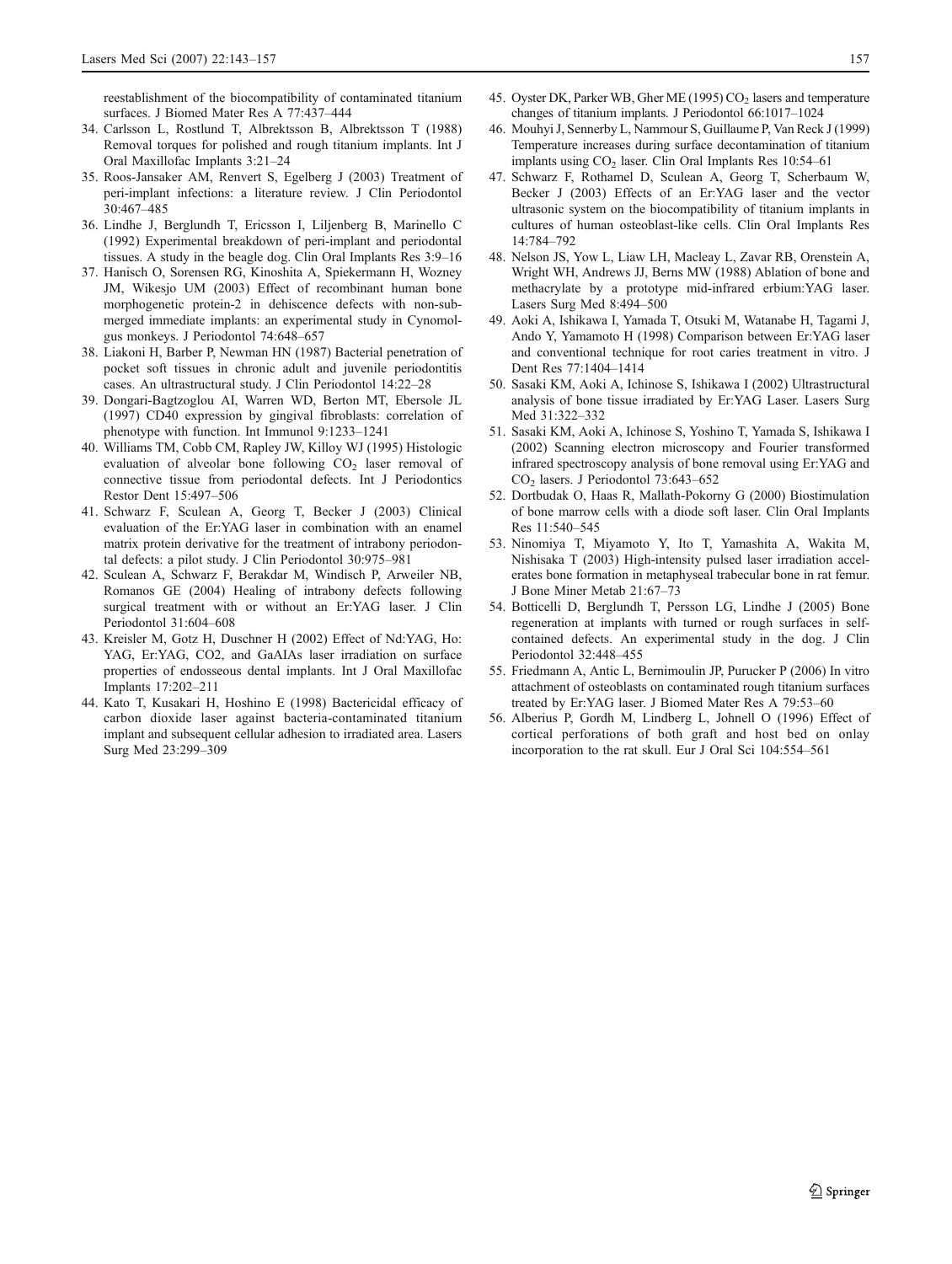reestablishment of the biocompatibility of contaminated titanium surfaces. J Biomed Mater Res A 77:437–444

34. Carlsson L, Rostlund T, Albrektsson B, Albrektsson T (1988) Removal torques for polished and rough titanium implants. Int J Oral Maxillofac Implants 3:21–24
35. Roos-Jansaker AM, Renvert S, Egelberg J (2003) Treatment of peri-implant infections: a literature review. J Clin Periodontol 30:467–485
36. Lindhe J, Berglundh T, Ericsson I, Liljenberg B, Marinello C (1992) Experimental breakdown of peri-implant and periodontal tissues. A study in the beagle dog. Clin Oral Implants Res 3:9–16
37. Hanisch O, Sorensen RG, Kinoshita A, Spiekermann H, Wozney JM, Wikesjo UM (2003) Effect of recombinant human bone morphogenetic protein-2 in dehiscence defects with non-submerged immediate implants: an experimental study in Cynomolgus monkeys. J Periodontol 74:648–657
38. Liakoni H, Barber P, Newman HN (1987) Bacterial penetration of pocket soft tissues in chronic adult and juvenile periodontitis cases. An ultrastructural study. J Clin Periodontol 14:22–28
39. Dongari-Bagtzoglou AI, Warren WD, Berton MT, Ebersole JL (1997) CD40 expression by gingival fibroblasts: correlation of phenotype with function. Int Immunol 9:1233–1241
40. Williams TM, Cobb CM, Rapley JW, Killoy WJ (1995) Histologic evaluation of alveolar bone following $CO_2$ laser removal of connective tissue from periodontal defects. Int J Periodontics Restor Dent 15:497–506
41. Schwarz F, Sculean A, Georg T, Becker J (2003) Clinical evaluation of the Er:YAG laser in combination with an enamel matrix protein derivative for the treatment of intrabony periodontal defects: a pilot study. J Clin Periodontol 30:975–981
42. Sculean A, Schwarz F, Berakdar M, Windisch P, Arweiler NB, Romanos GE (2004) Healing of intrabony defects following surgical treatment with or without an Er:YAG laser. J Clin Periodontol 31:604–608
43. Kreisler M, Gotz H, Duschner H (2002) Effect of Nd:YAG, Ho:YAG, Er:YAG, CO2, and GaAIAs laser irradiation on surface properties of endosseous dental implants. Int J Oral Maxillofac Implants 17:202–211
44. Kato T, Kusakari H, Hoshino E (1998) Bactericidal efficacy of carbon dioxide laser against bacteria-contaminated titanium implant and subsequent cellular adhesion to irradiated area. Lasers Surg Med 23:299–309
45. Oyster DK, Parker WB, Gher ME (1995) $CO_2$ lasers and temperature changes of titanium implants. J Periodontol 66:1017–1024
46. Mouhyi J, Sennerby L, Nammour S, Guillaume P, Van Reck J (1999) Temperature increases during surface decontamination of titanium implants using $CO_2$ laser. Clin Oral Implants Res 10:54–61
47. Schwarz F, Rothamel D, Sculean A, Georg T, Scherbaum W, Becker J (2003) Effects of an Er:YAG laser and the vector ultrasonic system on the biocompatibility of titanium implants in cultures of human osteoblast-like cells. Clin Oral Implants Res 14:784–792
48. Nelson JS, Yow L, Liaw LH, Macleay L, Zavar RB, Orenstein A, Wright WH, Andrews JJ, Berns MW (1988) Ablation of bone and methacrylate by a prototype mid-infrared erbium:YAG laser. Lasers Surg Med 8:494–500
49. Aoki A, Ishikawa I, Yamada T, Otsuki M, Watanabe H, Tagami J, Ando Y, Yamamoto H (1998) Comparison between Er:YAG laser and conventional technique for root caries treatment in vitro. J Dent Res 77:1404–1414
50. Sasaki KM, Aoki A, Ichinose S, Ishikawa I (2002) Ultrastructural analysis of bone tissue irradiated by Er:YAG Laser. Lasers Surg Med 31:322–332
51. Sasaki KM, Aoki A, Ichinose S, Yoshino T, Yamada S, Ishikawa I (2002) Scanning electron microscopy and Fourier transformed infrared spectroscopy analysis of bone removal using Er:YAG and $CO_2$ lasers. J Periodontol 73:643–652
52. Dortbudak O, Haas R, Mallath-Pokorny G (2000) Biostimulation of bone marrow cells with a diode soft laser. Clin Oral Implants Res 11:540–545
53. Ninomiya T, Miyamoto Y, Ito T, Yamashita A, Wakita M, Nishisaka T (2003) High-intensity pulsed laser irradiation accelerates bone formation in metaphyseal trabecular bone in rat femur. J Bone Miner Metab 21:67–73
54. Botticelli D, Berglundh T, Persson LG, Lindhe J (2005) Bone regeneration at implants with turned or rough surfaces in self-contained defects. An experimental study in the dog. J Clin Periodontol 32:448–455
55. Friedmann A, Antic L, Bernimoulin JP, Purucker P (2006) In vitro attachment of osteoblasts on contaminated rough titanium surfaces treated by Er:YAG laser. J Biomed Mater Res A 79:53–60
56. Alberius P, Gordh M, Lindberg L, Johnell O (1996) Effect of cortical perforations of both graft and host bed on onlay incorporation to the rat skull. Eur J Oral Sci 104:554–561